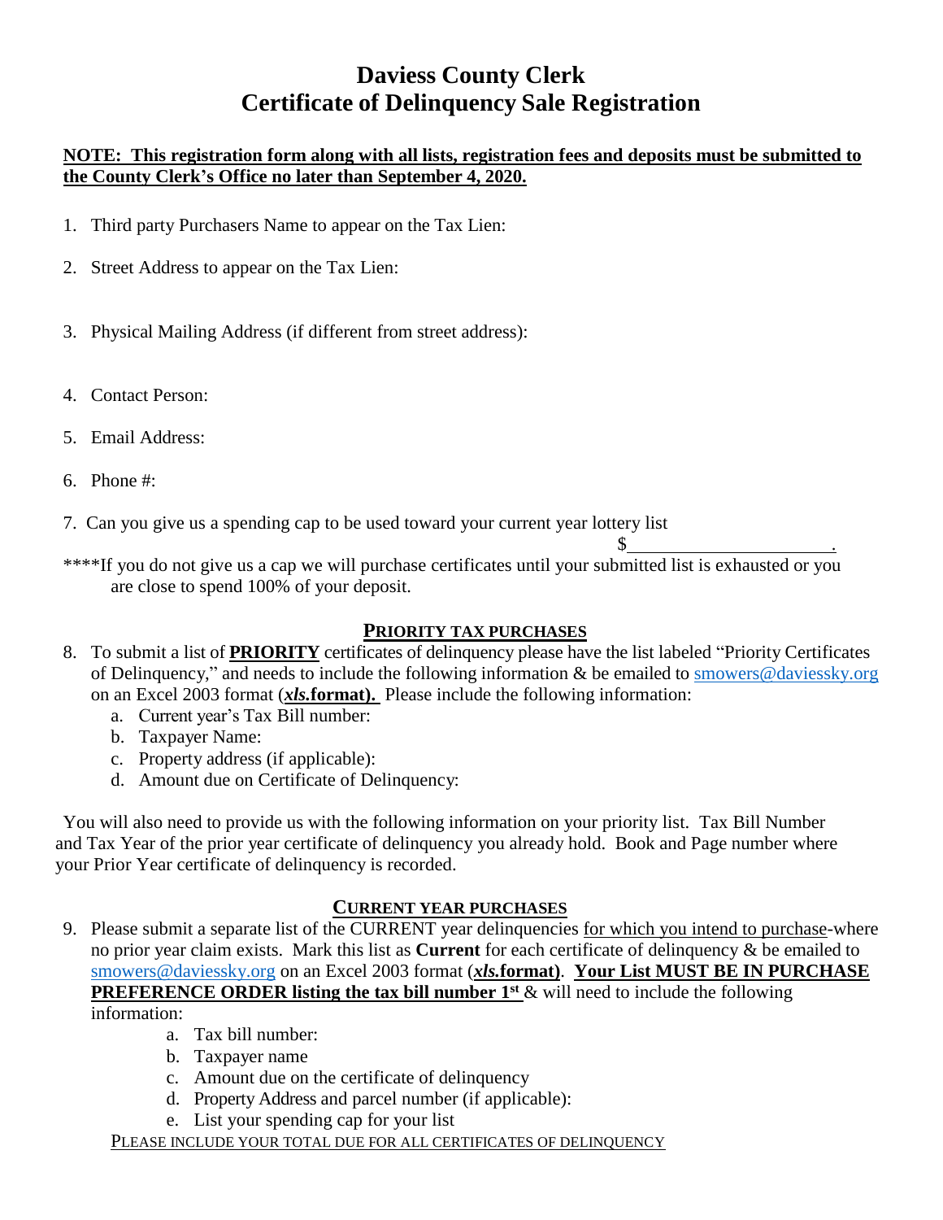# Daviess County Clerk
# Certificate of Delinquency Sale Registration

**NOTE: This registration form along with all lists, registration fees and deposits must be submitted to the County Clerk's Office no later than September 4, 2020.**

1. Third party Purchasers Name to appear on the Tax Lien:
2. Street Address to appear on the Tax Lien:
3. Physical Mailing Address (if different from street address):
4. Contact Person:
5. Email Address:
6. Phone #:
7. Can you give us a spending cap to be used toward your current year lottery list

$\_\_\_\_\_\_\_\_\_\_\_\_\_\_\_\_\_\_\_\_\_\_.

****If you do not give us a cap we will purchase certificates until your submitted list is exhausted or you are close to spend 100% of your deposit.

## PRIORITY TAX PURCHASES

8. To submit a list of **PRIORITY** certificates of delinquency please have the list labeled "Priority Certificates of Delinquency," and needs to include the following information & be emailed to smowers@daviessky.org on an Excel 2003 format (***xls*.format).** Please include the following information:
   a. Current year's Tax Bill number:
   b. Taxpayer Name:
   c. Property address (if applicable):
   d. Amount due on Certificate of Delinquency:

You will also need to provide us with the following information on your priority list. Tax Bill Number and Tax Year of the prior year certificate of delinquency you already hold. Book and Page number where your Prior Year certificate of delinquency is recorded.

## CURRENT YEAR PURCHASES

9. Please submit a separate list of the CURRENT year delinquencies for which you intend to purchase-where no prior year claim exists. Mark this list as **Current** for each certificate of delinquency & be emailed to smowers@daviessky.org on an Excel 2003 format (***xls*.format)**. **Your List MUST BE IN PURCHASE PREFERENCE ORDER listing the tax bill number 1st** & will need to include the following information:
   a. Tax bill number:
   b. Taxpayer name
   c. Amount due on the certificate of delinquency
   d. Property Address and parcel number (if applicable):
   e. List your spending cap for your list

PLEASE INCLUDE YOUR TOTAL DUE FOR ALL CERTIFICATES OF DELINQUENCY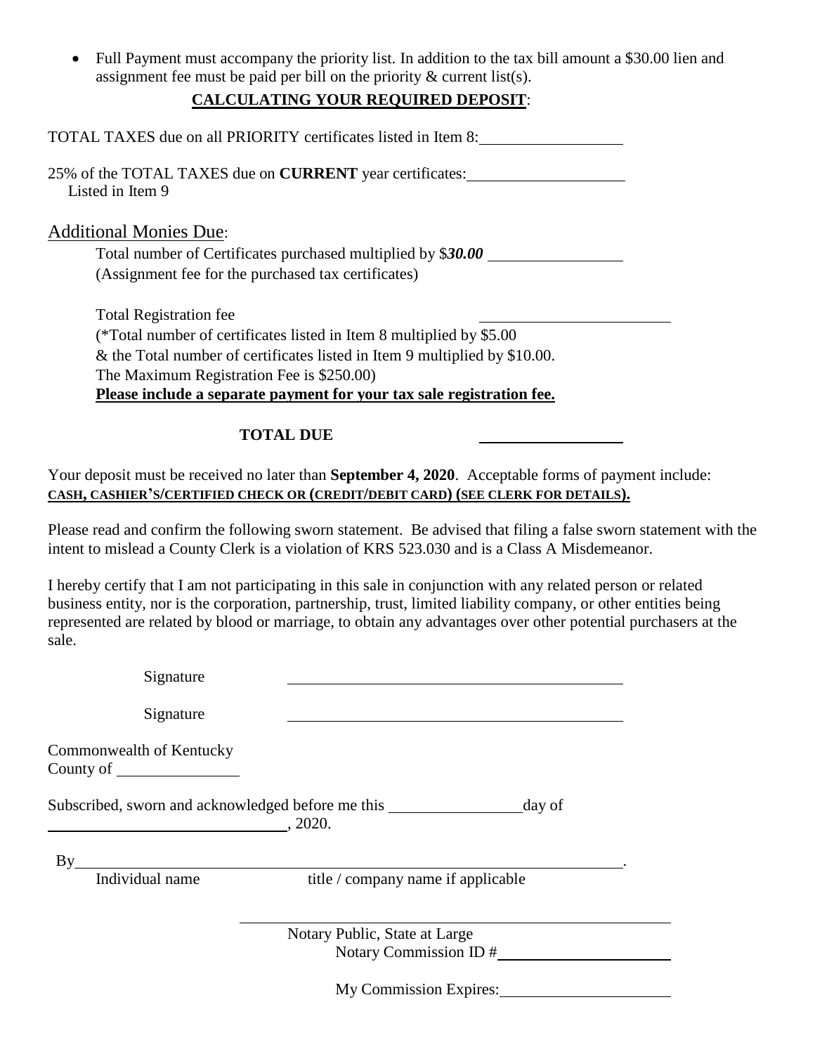- Full Payment must accompany the priority list. In addition to the tax bill amount a $30.00 lien and assignment fee must be paid per bill on the priority & current list(s).

## **CALCULATING YOUR REQUIRED DEPOSIT**:

TOTAL TAXES due on all PRIORITY certificates listed in Item 8: ________________

25% of the TOTAL TAXES due on **CURRENT** year certificates: ________________
Listed in Item 9

Additional Monies Due:

Total number of Certificates purchased multiplied by $***30.00*** ________________
(Assignment fee for the purchased tax certificates)

Total Registration fee ________________
(*Total number of certificates listed in Item 8 multiplied by $5.00
& the Total number of certificates listed in Item 9 multiplied by $10.00.
The Maximum Registration Fee is $250.00)
**Please include a separate payment for your tax sale registration fee.**

**TOTAL DUE** ________________

Your deposit must be received no later than **September 4, 2020**. Acceptable forms of payment include: **CASH, CASHIER'S/CERTIFIED CHECK OR (CREDIT/DEBIT CARD) (SEE CLERK FOR DETAILS).**

Please read and confirm the following sworn statement. Be advised that filing a false sworn statement with the intent to mislead a County Clerk is a violation of KRS 523.030 and is a Class A Misdemeanor.

I hereby certify that I am not participating in this sale in conjunction with any related person or related business entity, nor is the corporation, partnership, trust, limited liability company, or other entities being represented are related by blood or marriage, to obtain any advantages over other potential purchasers at the sale.

Signature ________________________________

Signature ________________________________

Commonwealth of Kentucky
County of ________________

Subscribed, sworn and acknowledged before me this ________________ day of ________________________, 2020.

By______________________________________________________________.
Individual name title / company name if applicable

________________________________
Notary Public, State at Large
Notary Commission ID # ________________

My Commission Expires: ________________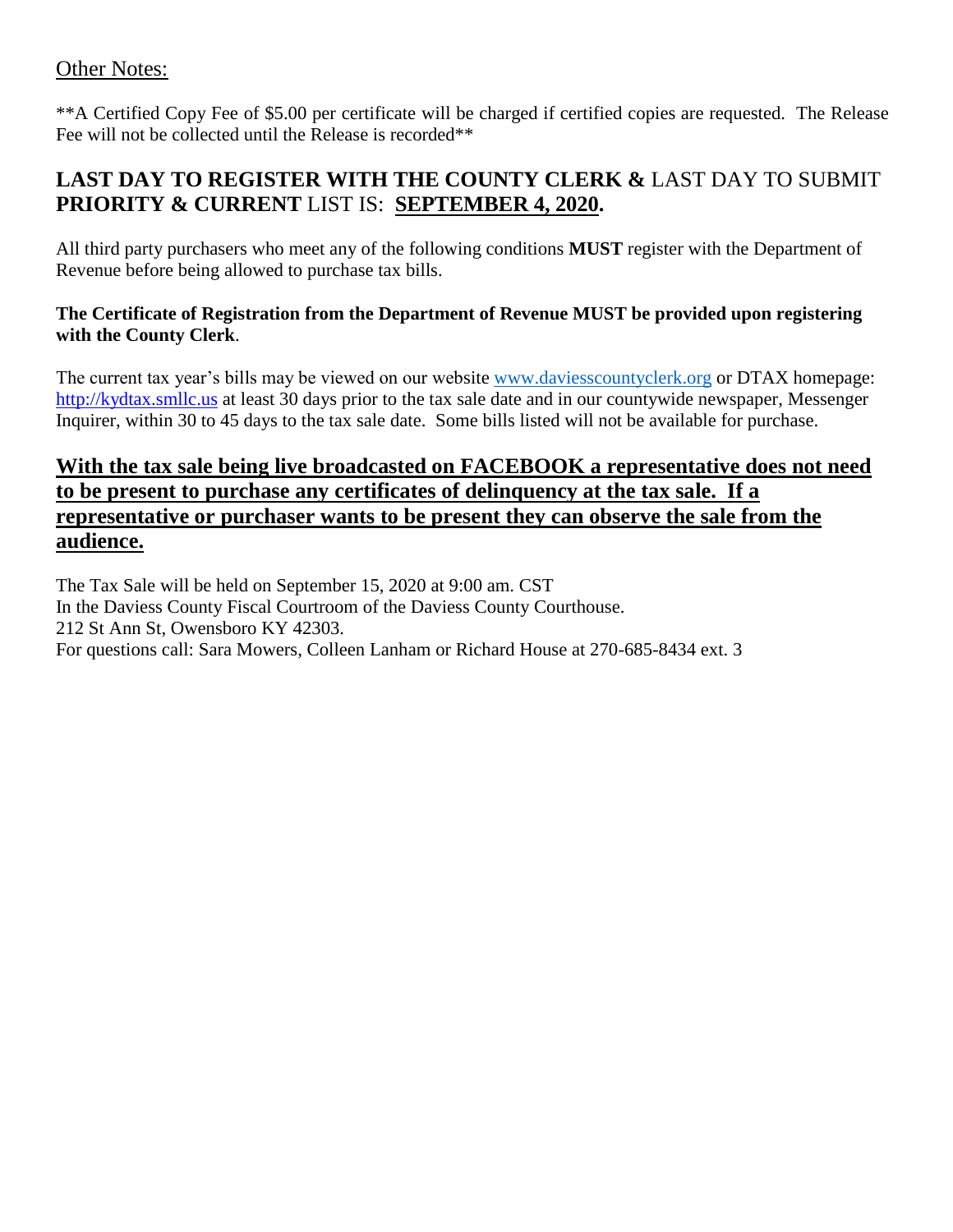Other Notes:

**A Certified Copy Fee of $5.00 per certificate will be charged if certified copies are requested. The Release Fee will not be collected until the Release is recorded**

## LAST DAY TO REGISTER WITH THE COUNTY CLERK & LAST DAY TO SUBMIT PRIORITY & CURRENT LIST IS: SEPTEMBER 4, 2020.

All third party purchasers who meet any of the following conditions **MUST** register with the Department of Revenue before being allowed to purchase tax bills.

**The Certificate of Registration from the Department of Revenue MUST be provided upon registering with the County Clerk**.

The current tax year's bills may be viewed on our website www.daviesscountyclerk.org or DTAX homepage: http://kydtax.smllc.us at least 30 days prior to the tax sale date and in our countywide newspaper, Messenger Inquirer, within 30 to 45 days to the tax sale date. Some bills listed will not be available for purchase.

**With the tax sale being live broadcasted on FACEBOOK a representative does not need to be present to purchase any certificates of delinquency at the tax sale. If a representative or purchaser wants to be present they can observe the sale from the audience.**

The Tax Sale will be held on September 15, 2020 at 9:00 am. CST
In the Daviess County Fiscal Courtroom of the Daviess County Courthouse.
212 St Ann St, Owensboro KY 42303.
For questions call: Sara Mowers, Colleen Lanham or Richard House at 270-685-8434 ext. 3